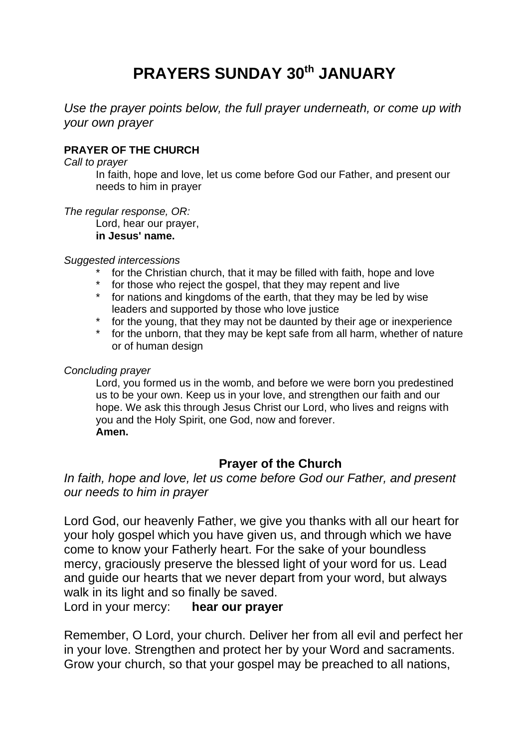# PRAYERS SUNDAY 30th JANUARY

*Use the prayer points below, the full prayer underneath, or come up with your own prayer*

**PRAYER OF THE CHURCH**

*Call to prayer*

In faith, hope and love, let us come before God our Father, and present our needs to him in prayer

*The regular response, OR:*

Lord, hear our prayer,
**in Jesus' name.**

*Suggested intercessions*

- for the Christian church, that it may be filled with faith, hope and love
- for those who reject the gospel, that they may repent and live
- for nations and kingdoms of the earth, that they may be led by wise leaders and supported by those who love justice
- for the young, that they may not be daunted by their age or inexperience
- for the unborn, that they may be kept safe from all harm, whether of nature or of human design

*Concluding prayer*

Lord, you formed us in the womb, and before we were born you predestined us to be your own. Keep us in your love, and strengthen our faith and our hope. We ask this through Jesus Christ our Lord, who lives and reigns with you and the Holy Spirit, one God, now and forever.
**Amen.**

## Prayer of the Church

*In faith, hope and love, let us come before God our Father, and present our needs to him in prayer*

Lord God, our heavenly Father, we give you thanks with all our heart for your holy gospel which you have given us, and through which we have come to know your Fatherly heart. For the sake of your boundless mercy, graciously preserve the blessed light of your word for us. Lead and guide our hearts that we never depart from your word, but always walk in its light and so finally be saved.
Lord in your mercy: **hear our prayer**

Remember, O Lord, your church. Deliver her from all evil and perfect her in your love. Strengthen and protect her by your Word and sacraments. Grow your church, so that your gospel may be preached to all nations,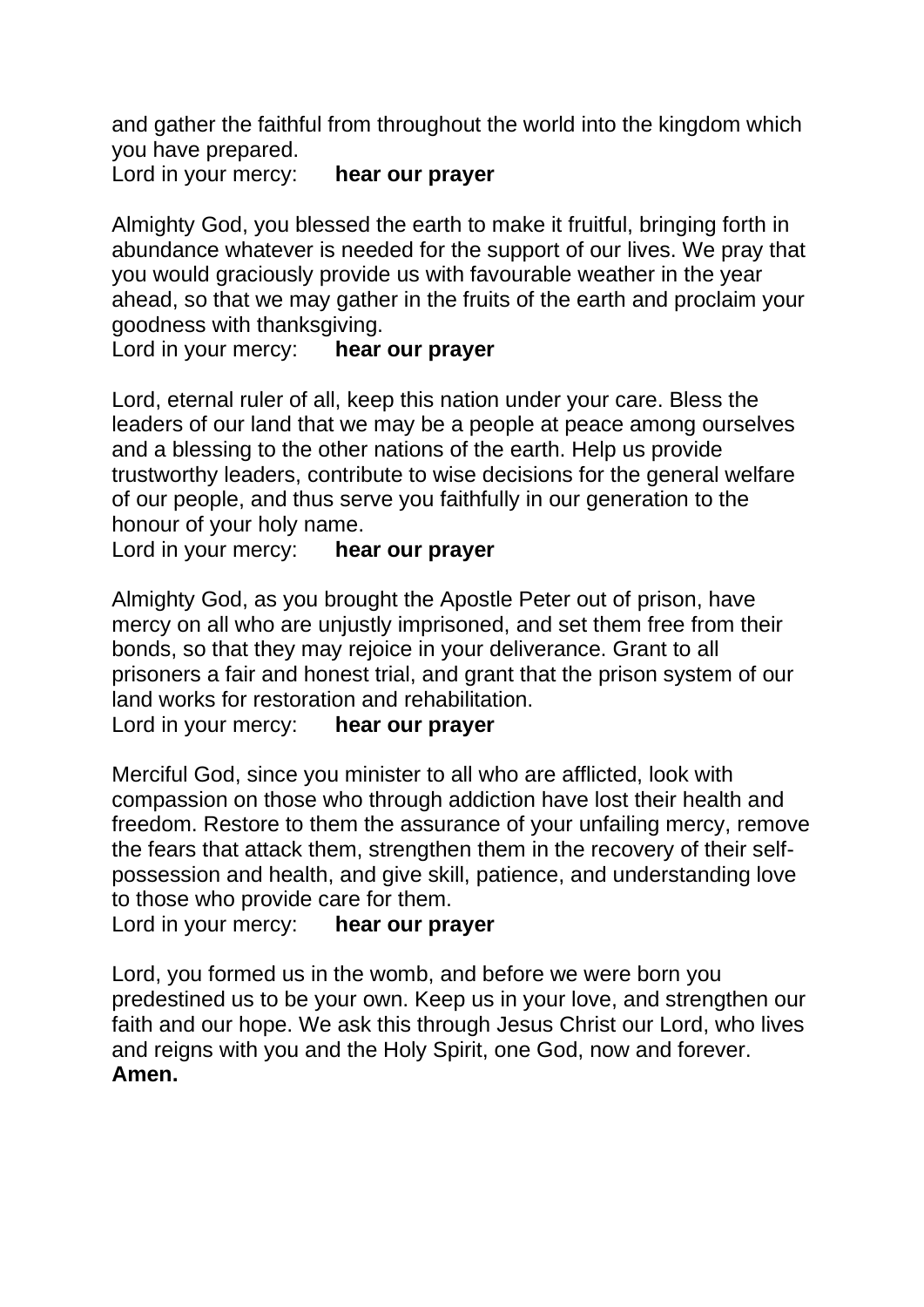and gather the faithful from throughout the world into the kingdom which you have prepared.
Lord in your mercy: **hear our prayer**

Almighty God, you blessed the earth to make it fruitful, bringing forth in abundance whatever is needed for the support of our lives. We pray that you would graciously provide us with favourable weather in the year ahead, so that we may gather in the fruits of the earth and proclaim your goodness with thanksgiving.
Lord in your mercy: **hear our prayer**

Lord, eternal ruler of all, keep this nation under your care. Bless the leaders of our land that we may be a people at peace among ourselves and a blessing to the other nations of the earth. Help us provide trustworthy leaders, contribute to wise decisions for the general welfare of our people, and thus serve you faithfully in our generation to the honour of your holy name.
Lord in your mercy: **hear our prayer**

Almighty God, as you brought the Apostle Peter out of prison, have mercy on all who are unjustly imprisoned, and set them free from their bonds, so that they may rejoice in your deliverance. Grant to all prisoners a fair and honest trial, and grant that the prison system of our land works for restoration and rehabilitation.
Lord in your mercy: **hear our prayer**

Merciful God, since you minister to all who are afflicted, look with compassion on those who through addiction have lost their health and freedom. Restore to them the assurance of your unfailing mercy, remove the fears that attack them, strengthen them in the recovery of their self-possession and health, and give skill, patience, and understanding love to those who provide care for them.
Lord in your mercy: **hear our prayer**

Lord, you formed us in the womb, and before we were born you predestined us to be your own. Keep us in your love, and strengthen our faith and our hope. We ask this through Jesus Christ our Lord, who lives and reigns with you and the Holy Spirit, one God, now and forever.
**Amen.**